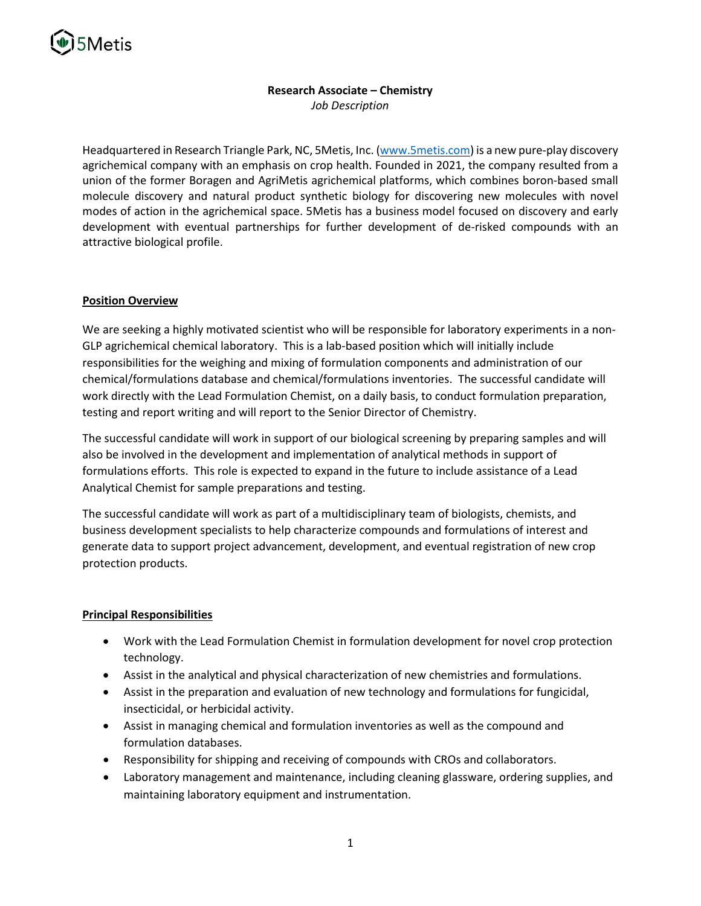5Metis

**Research Associate – Chemistry**

*Job Description*

Headquartered in Research Triangle Park, NC, 5Metis, Inc. ([www.5metis.com](www.5metis.com)) is a new pure-play discovery agrichemical company with an emphasis on crop health. Founded in 2021, the company resulted from a union of the former Boragen and AgriMetis agrichemical platforms, which combines boron-based small molecule discovery and natural product synthetic biology for discovering new molecules with novel modes of action in the agrichemical space. 5Metis has a business model focused on discovery and early development with eventual partnerships for further development of de-risked compounds with an attractive biological profile.

## Position Overview

We are seeking a highly motivated scientist who will be responsible for laboratory experiments in a non-GLP agrichemical chemical laboratory. This is a lab-based position which will initially include responsibilities for the weighing and mixing of formulation components and administration of our chemical/formulations database and chemical/formulations inventories. The successful candidate will work directly with the Lead Formulation Chemist, on a daily basis, to conduct formulation preparation, testing and report writing and will report to the Senior Director of Chemistry.

The successful candidate will work in support of our biological screening by preparing samples and will also be involved in the development and implementation of analytical methods in support of formulations efforts. This role is expected to expand in the future to include assistance of a Lead Analytical Chemist for sample preparations and testing.

The successful candidate will work as part of a multidisciplinary team of biologists, chemists, and business development specialists to help characterize compounds and formulations of interest and generate data to support project advancement, development, and eventual registration of new crop protection products.

## Principal Responsibilities

- Work with the Lead Formulation Chemist in formulation development for novel crop protection technology.
- Assist in the analytical and physical characterization of new chemistries and formulations.
- Assist in the preparation and evaluation of new technology and formulations for fungicidal, insecticidal, or herbicidal activity.
- Assist in managing chemical and formulation inventories as well as the compound and formulation databases.
- Responsibility for shipping and receiving of compounds with CROs and collaborators.
- Laboratory management and maintenance, including cleaning glassware, ordering supplies, and maintaining laboratory equipment and instrumentation.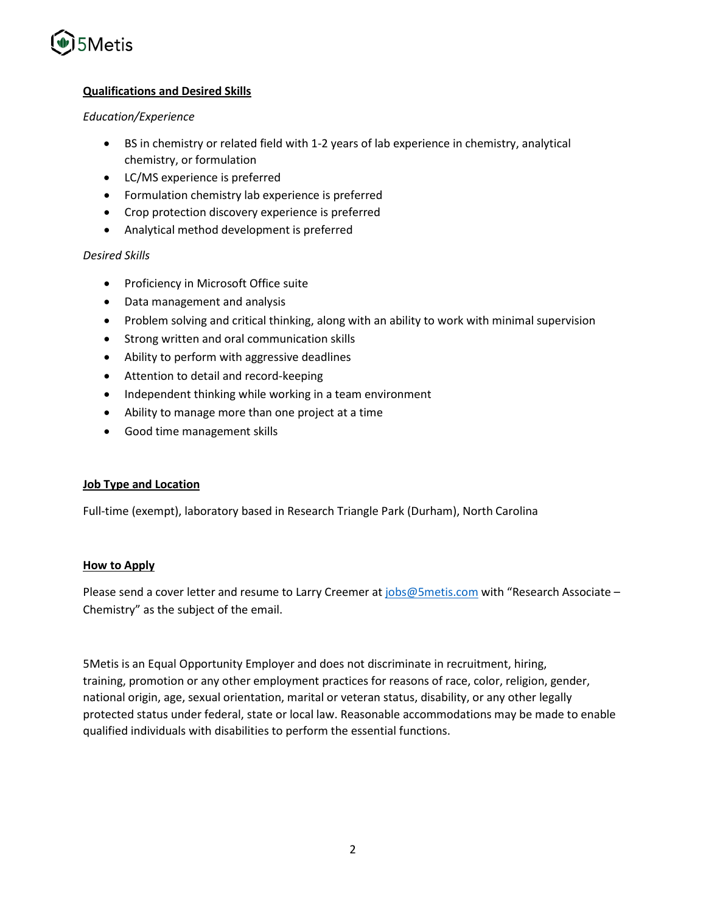5Metis

**Qualifications and Desired Skills**

*Education/Experience*

- BS in chemistry or related field with 1-2 years of lab experience in chemistry, analytical chemistry, or formulation
- LC/MS experience is preferred
- Formulation chemistry lab experience is preferred
- Crop protection discovery experience is preferred
- Analytical method development is preferred

*Desired Skills*

- Proficiency in Microsoft Office suite
- Data management and analysis
- Problem solving and critical thinking, along with an ability to work with minimal supervision
- Strong written and oral communication skills
- Ability to perform with aggressive deadlines
- Attention to detail and record-keeping
- Independent thinking while working in a team environment
- Ability to manage more than one project at a time
- Good time management skills

**Job Type and Location**

Full-time (exempt), laboratory based in Research Triangle Park (Durham), North Carolina

**How to Apply**

Please send a cover letter and resume to Larry Creemer at jobs@5metis.com with "Research Associate – Chemistry" as the subject of the email.

5Metis is an Equal Opportunity Employer and does not discriminate in recruitment, hiring, training, promotion or any other employment practices for reasons of race, color, religion, gender, national origin, age, sexual orientation, marital or veteran status, disability, or any other legally protected status under federal, state or local law. Reasonable accommodations may be made to enable qualified individuals with disabilities to perform the essential functions.